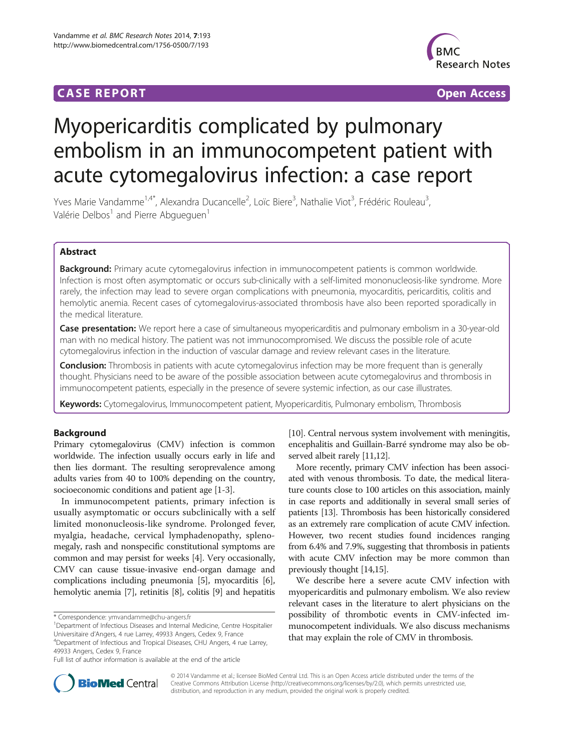**CASE REPORT** **Open Access**

# Myopericarditis complicated by pulmonary embolism in an immunocompetent patient with acute cytomegalovirus infection: a case report

Yves Marie Vandamme[1,4*], Alexandra Ducancelle[2], Loïc Biere[3], Nathalie Viot[3], Frédéric Rouleau[3], Valérie Delbos[1] and Pierre Abgueguen[1]

## Abstract

**Background:** Primary acute cytomegalovirus infection in immunocompetent patients is common worldwide. Infection is most often asymptomatic or occurs sub-clinically with a self-limited mononucleosis-like syndrome. More rarely, the infection may lead to severe organ complications with pneumonia, myocarditis, pericarditis, colitis and hemolytic anemia. Recent cases of cytomegalovirus-associated thrombosis have also been reported sporadically in the medical literature.

**Case presentation:** We report here a case of simultaneous myopericarditis and pulmonary embolism in a 30-year-old man with no medical history. The patient was not immunocompromised. We discuss the possible role of acute cytomegalovirus infection in the induction of vascular damage and review relevant cases in the literature.

**Conclusion:** Thrombosis in patients with acute cytomegalovirus infection may be more frequent than is generally thought. Physicians need to be aware of the possible association between acute cytomegalovirus and thrombosis in immunocompetent patients, especially in the presence of severe systemic infection, as our case illustrates.

**Keywords:** Cytomegalovirus, Immunocompetent patient, Myopericarditis, Pulmonary embolism, Thrombosis

## Background

Primary cytomegalovirus (CMV) infection is common worldwide. The infection usually occurs early in life and then lies dormant. The resulting seroprevalence among adults varies from 40 to 100% depending on the country, socioeconomic conditions and patient age [1-3].

In immunocompetent patients, primary infection is usually asymptomatic or occurs subclinically with a self limited mononucleosis-like syndrome. Prolonged fever, myalgia, headache, cervical lymphadenopathy, splenomegaly, rash and nonspecific constitutional symptoms are common and may persist for weeks [4]. Very occasionally, CMV can cause tissue-invasive end-organ damage and complications including pneumonia [5], myocarditis [6], hemolytic anemia [7], retinitis [8], colitis [9] and hepatitis [10]. Central nervous system involvement with meningitis, encephalitis and Guillain-Barré syndrome may also be observed albeit rarely [11,12].

More recently, primary CMV infection has been associated with venous thrombosis. To date, the medical literature counts close to 100 articles on this association, mainly in case reports and additionally in several small series of patients [13]. Thrombosis has been historically considered as an extremely rare complication of acute CMV infection. However, two recent studies found incidences ranging from 6.4% and 7.9%, suggesting that thrombosis in patients with acute CMV infection may be more common than previously thought [14,15].

We describe here a severe acute CMV infection with myopericarditis and pulmonary embolism. We also review relevant cases in the literature to alert physicians on the possibility of thrombotic events in CMV-infected immunocompetent individuals. We also discuss mechanisms that may explain the role of CMV in thrombosis.

\* Correspondence: ymvandamme@chu-angers.fr
[1]Department of Infectious Diseases and Internal Medicine, Centre Hospitalier Universitaire d'Angers, 4 rue Larrey, 49933 Angers, Cedex 9, France
[4]Department of Infectious and Tropical Diseases, CHU Angers, 4 rue Larrey, 49933 Angers, Cedex 9, France
Full list of author information is available at the end of the article

© 2014 Vandamme et al.; licensee BioMed Central Ltd. This is an Open Access article distributed under the terms of the Creative Commons Attribution License (http://creativecommons.org/licenses/by/2.0), which permits unrestricted use, distribution, and reproduction in any medium, provided the original work is properly credited.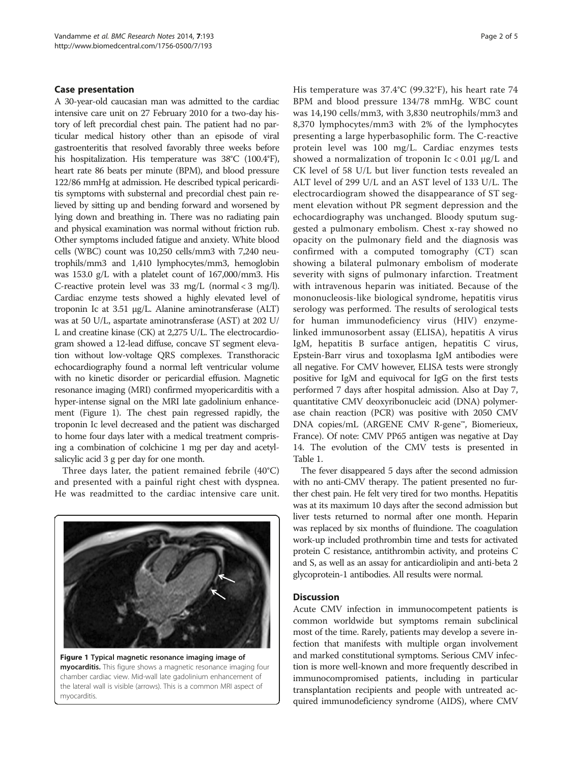## Case presentation

A 30-year-old caucasian man was admitted to the cardiac intensive care unit on 27 February 2010 for a two-day history of left precordial chest pain. The patient had no particular medical history other than an episode of viral gastroenteritis that resolved favorably three weeks before his hospitalization. His temperature was 38°C (100.4°F), heart rate 86 beats per minute (BPM), and blood pressure 122/86 mmHg at admission. He described typical pericarditis symptoms with substernal and precordial chest pain relieved by sitting up and bending forward and worsened by lying down and breathing in. There was no radiating pain and physical examination was normal without friction rub. Other symptoms included fatigue and anxiety. White blood cells (WBC) count was 10,250 cells/mm3 with 7,240 neutrophils/mm3 and 1,410 lymphocytes/mm3, hemoglobin was 153.0 g/L with a platelet count of 167,000/mm3. His C-reactive protein level was 33 mg/L (normal < 3 mg/l). Cardiac enzyme tests showed a highly elevated level of troponin Ic at 3.51 μg/L. Alanine aminotransferase (ALT) was at 50 U/L, aspartate aminotransferase (AST) at 202 U/L and creatine kinase (CK) at 2,275 U/L. The electrocardiogram showed a 12-lead diffuse, concave ST segment elevation without low-voltage QRS complexes. Transthoracic echocardiography found a normal left ventricular volume with no kinetic disorder or pericardial effusion. Magnetic resonance imaging (MRI) confirmed myopericarditis with a hyper-intense signal on the MRI late gadolinium enhancement (Figure 1). The chest pain regressed rapidly, the troponin Ic level decreased and the patient was discharged to home four days later with a medical treatment comprising a combination of colchicine 1 mg per day and acetylsalicylic acid 3 g per day for one month.

Three days later, the patient remained febrile (40°C) and presented with a painful right chest with dyspnea. He was readmitted to the cardiac intensive care unit. His temperature was 37.4°C (99.32°F), his heart rate 74 BPM and blood pressure 134/78 mmHg. WBC count was 14,190 cells/mm3, with 3,830 neutrophils/mm3 and 8,370 lymphocytes/mm3 with 2% of the lymphocytes presenting a large hyperbasophilic form. The C-reactive protein level was 100 mg/L. Cardiac enzymes tests showed a normalization of troponin Ic < 0.01 μg/L and CK level of 58 U/L but liver function tests revealed an ALT level of 299 U/L and an AST level of 133 U/L. The electrocardiogram showed the disappearance of ST segment elevation without PR segment depression and the echocardiography was unchanged. Bloody sputum suggested a pulmonary embolism. Chest x-ray showed no opacity on the pulmonary field and the diagnosis was confirmed with a computed tomography (CT) scan showing a bilateral pulmonary embolism of moderate severity with signs of pulmonary infarction. Treatment with intravenous heparin was initiated. Because of the mononucleosis-like biological syndrome, hepatitis virus serology was performed. The results of serological tests for human immunodeficiency virus (HIV) enzyme-linked immunosorbent assay (ELISA), hepatitis A virus IgM, hepatitis B surface antigen, hepatitis C virus, Epstein-Barr virus and toxoplasma IgM antibodies were all negative. For CMV however, ELISA tests were strongly positive for IgM and equivocal for IgG on the first tests performed 7 days after hospital admission. Also at Day 7, quantitative CMV deoxyribonucleic acid (DNA) polymerase chain reaction (PCR) was positive with 2050 CMV DNA copies/mL (ARGENE CMV R-gene™, Biomerieux, France). Of note: CMV PP65 antigen was negative at Day 14. The evolution of the CMV tests is presented in Table 1.

The fever disappeared 5 days after the second admission with no anti-CMV therapy. The patient presented no further chest pain. He felt very tired for two months. Hepatitis was at its maximum 10 days after the second admission but liver tests returned to normal after one month. Heparin was replaced by six months of fluindione. The coagulation work-up included prothrombin time and tests for activated protein C resistance, antithrombin activity, and proteins C and S, as well as an assay for anticardiolipin and anti-beta 2 glycoprotein-1 antibodies. All results were normal.

**Figure 1 Typical magnetic resonance imaging image of myocarditis.** This figure shows a magnetic resonance imaging four chamber cardiac view. Mid-wall late gadolinium enhancement of the lateral wall is visible (arrows). This is a common MRI aspect of myocarditis.

## Discussion

Acute CMV infection in immunocompetent patients is common worldwide but symptoms remain subclinical most of the time. Rarely, patients may develop a severe infection that manifests with multiple organ involvement and marked constitutional symptoms. Serious CMV infection is more well-known and more frequently described in immunocompromised patients, including in particular transplantation recipients and people with untreated acquired immunodeficiency syndrome (AIDS), where CMV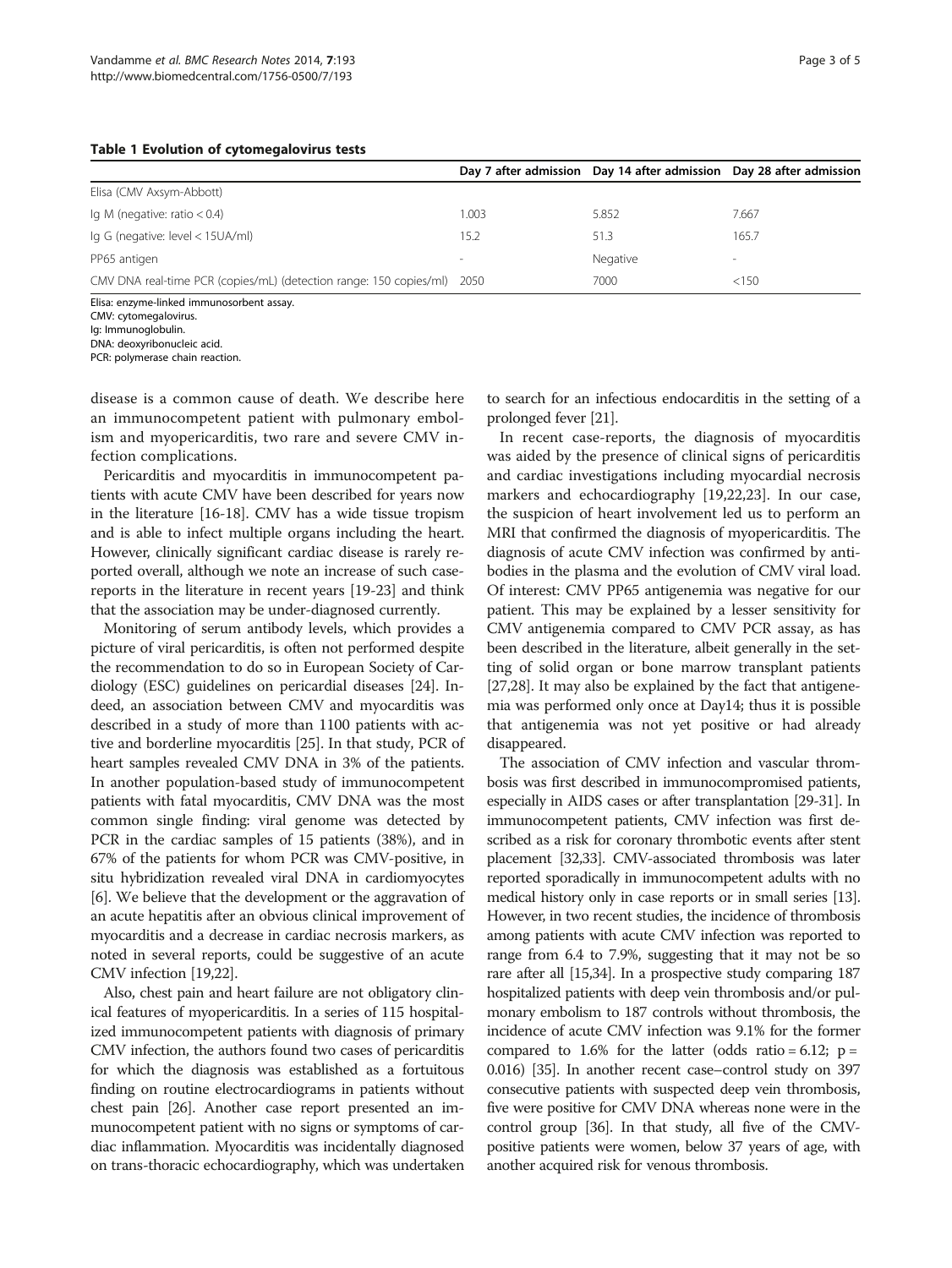**Table 1 Evolution of cytomegalovirus tests**

| | Day 7 after admission | Day 14 after admission | Day 28 after admission |
|---|---|---|---|
| Elisa (CMV Axsym-Abbott) | | | |
| Ig M (negative: ratio < 0.4) | 1.003 | 5.852 | 7.667 |
| Ig G (negative: level < 15UA/ml) | 15.2 | 51.3 | 165.7 |
| PP65 antigen | - | Negative | - |
| CMV DNA real-time PCR (copies/mL) (detection range: 150 copies/ml) | 2050 | 7000 | <150 |

Elisa: enzyme-linked immunosorbent assay.
CMV: cytomegalovirus.
Ig: Immunoglobulin.
DNA: deoxyribonucleic acid.
PCR: polymerase chain reaction.

disease is a common cause of death. We describe here an immunocompetent patient with pulmonary embolism and myopericarditis, two rare and severe CMV infection complications.

Pericarditis and myocarditis in immunocompetent patients with acute CMV have been described for years now in the literature [16-18]. CMV has a wide tissue tropism and is able to infect multiple organs including the heart. However, clinically significant cardiac disease is rarely reported overall, although we note an increase of such case-reports in the literature in recent years [19-23] and think that the association may be under-diagnosed currently.

Monitoring of serum antibody levels, which provides a picture of viral pericarditis, is often not performed despite the recommendation to do so in European Society of Cardiology (ESC) guidelines on pericardial diseases [24]. Indeed, an association between CMV and myocarditis was described in a study of more than 1100 patients with active and borderline myocarditis [25]. In that study, PCR of heart samples revealed CMV DNA in 3% of the patients. In another population-based study of immunocompetent patients with fatal myocarditis, CMV DNA was the most common single finding: viral genome was detected by PCR in the cardiac samples of 15 patients (38%), and in 67% of the patients for whom PCR was CMV-positive, in situ hybridization revealed viral DNA in cardiomyocytes [6]. We believe that the development or the aggravation of an acute hepatitis after an obvious clinical improvement of myocarditis and a decrease in cardiac necrosis markers, as noted in several reports, could be suggestive of an acute CMV infection [19,22].

Also, chest pain and heart failure are not obligatory clinical features of myopericarditis. In a series of 115 hospitalized immunocompetent patients with diagnosis of primary CMV infection, the authors found two cases of pericarditis for which the diagnosis was established as a fortuitous finding on routine electrocardiograms in patients without chest pain [26]. Another case report presented an immunocompetent patient with no signs or symptoms of cardiac inflammation. Myocarditis was incidentally diagnosed on trans-thoracic echocardiography, which was undertaken to search for an infectious endocarditis in the setting of a prolonged fever [21].

In recent case-reports, the diagnosis of myocarditis was aided by the presence of clinical signs of pericarditis and cardiac investigations including myocardial necrosis markers and echocardiography [19,22,23]. In our case, the suspicion of heart involvement led us to perform an MRI that confirmed the diagnosis of myopericarditis. The diagnosis of acute CMV infection was confirmed by antibodies in the plasma and the evolution of CMV viral load. Of interest: CMV PP65 antigenemia was negative for our patient. This may be explained by a lesser sensitivity for CMV antigenemia compared to CMV PCR assay, as has been described in the literature, albeit generally in the setting of solid organ or bone marrow transplant patients [27,28]. It may also be explained by the fact that antigenemia was performed only once at Day14; thus it is possible that antigenemia was not yet positive or had already disappeared.

The association of CMV infection and vascular thrombosis was first described in immunocompromised patients, especially in AIDS cases or after transplantation [29-31]. In immunocompetent patients, CMV infection was first described as a risk for coronary thrombotic events after stent placement [32,33]. CMV-associated thrombosis was later reported sporadically in immunocompetent adults with no medical history only in case reports or in small series [13]. However, in two recent studies, the incidence of thrombosis among patients with acute CMV infection was reported to range from 6.4 to 7.9%, suggesting that it may not be so rare after all [15,34]. In a prospective study comparing 187 hospitalized patients with deep vein thrombosis and/or pulmonary embolism to 187 controls without thrombosis, the incidence of acute CMV infection was 9.1% for the former compared to 1.6% for the latter (odds ratio = 6.12; $p = 0.016$) [35]. In another recent case–control study on 397 consecutive patients with suspected deep vein thrombosis, five were positive for CMV DNA whereas none were in the control group [36]. In that study, all five of the CMV-positive patients were women, below 37 years of age, with another acquired risk for venous thrombosis.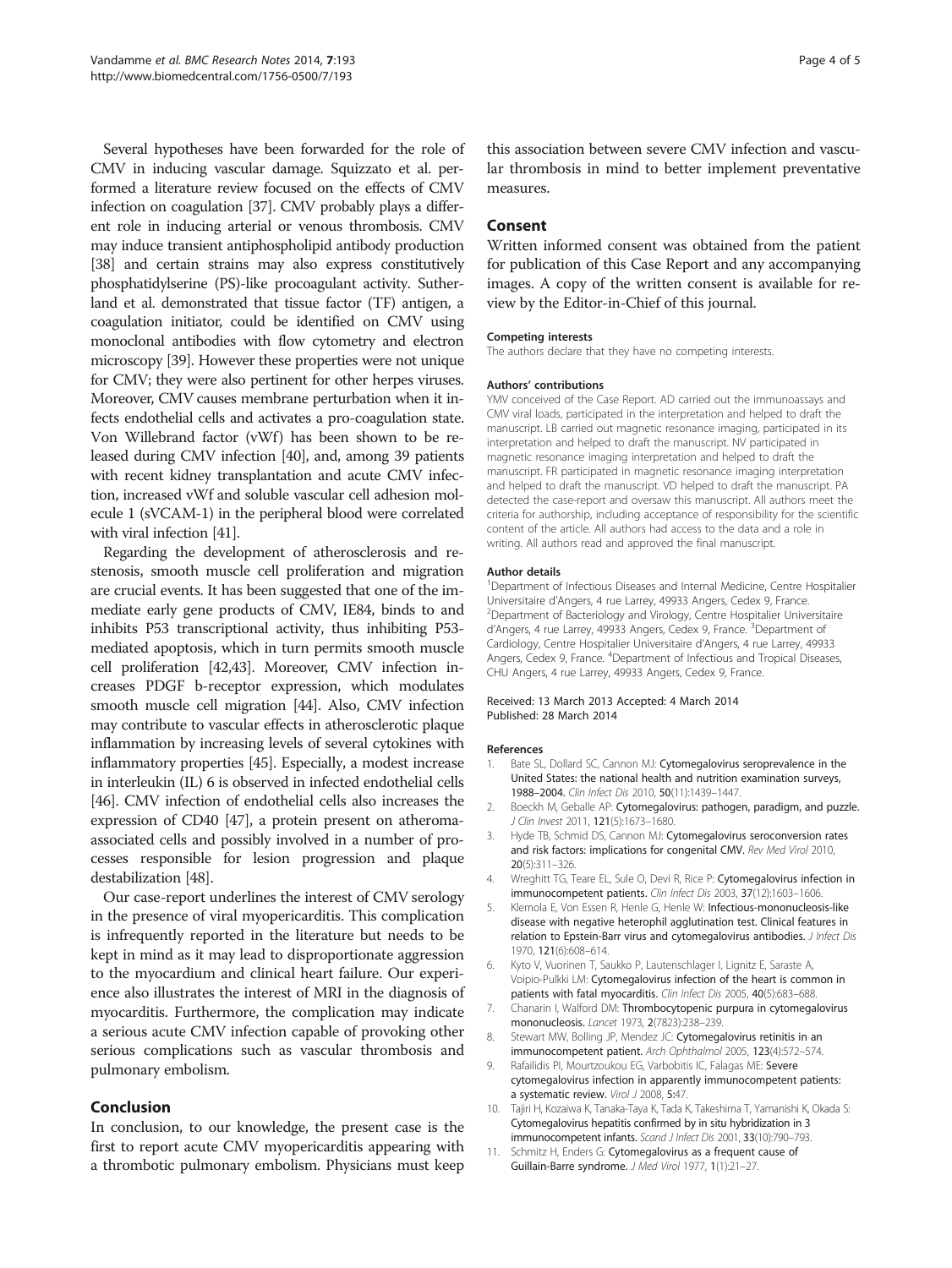Several hypotheses have been forwarded for the role of CMV in inducing vascular damage. Squizzato et al. performed a literature review focused on the effects of CMV infection on coagulation [37]. CMV probably plays a different role in inducing arterial or venous thrombosis. CMV may induce transient antiphospholipid antibody production [38] and certain strains may also express constitutively phosphatidylserine (PS)-like procoagulant activity. Sutherland et al. demonstrated that tissue factor (TF) antigen, a coagulation initiator, could be identified on CMV using monoclonal antibodies with flow cytometry and electron microscopy [39]. However these properties were not unique for CMV; they were also pertinent for other herpes viruses. Moreover, CMV causes membrane perturbation when it infects endothelial cells and activates a pro-coagulation state. Von Willebrand factor (vWf) has been shown to be released during CMV infection [40], and, among 39 patients with recent kidney transplantation and acute CMV infection, increased vWf and soluble vascular cell adhesion molecule 1 (sVCAM-1) in the peripheral blood were correlated with viral infection [41].

Regarding the development of atherosclerosis and restenosis, smooth muscle cell proliferation and migration are crucial events. It has been suggested that one of the immediate early gene products of CMV, IE84, binds to and inhibits P53 transcriptional activity, thus inhibiting P53-mediated apoptosis, which in turn permits smooth muscle cell proliferation [42,43]. Moreover, CMV infection increases PDGF b-receptor expression, which modulates smooth muscle cell migration [44]. Also, CMV infection may contribute to vascular effects in atherosclerotic plaque inflammation by increasing levels of several cytokines with inflammatory properties [45]. Especially, a modest increase in interleukin (IL) 6 is observed in infected endothelial cells [46]. CMV infection of endothelial cells also increases the expression of CD40 [47], a protein present on atheroma-associated cells and possibly involved in a number of processes responsible for lesion progression and plaque destabilization [48].

Our case-report underlines the interest of CMV serology in the presence of viral myopericarditis. This complication is infrequently reported in the literature but needs to be kept in mind as it may lead to disproportionate aggression to the myocardium and clinical heart failure. Our experience also illustrates the interest of MRI in the diagnosis of myocarditis. Furthermore, the complication may indicate a serious acute CMV infection capable of provoking other serious complications such as vascular thrombosis and pulmonary embolism.

## Conclusion

In conclusion, to our knowledge, the present case is the first to report acute CMV myopericarditis appearing with a thrombotic pulmonary embolism. Physicians must keep this association between severe CMV infection and vascular thrombosis in mind to better implement preventative measures.

## Consent

Written informed consent was obtained from the patient for publication of this Case Report and any accompanying images. A copy of the written consent is available for review by the Editor-in-Chief of this journal.

#### Competing interests

The authors declare that they have no competing interests.

#### Authors' contributions

YMV conceived of the Case Report. AD carried out the immunoassays and CMV viral loads, participated in the interpretation and helped to draft the manuscript. LB carried out magnetic resonance imaging, participated in its interpretation and helped to draft the manuscript. NV participated in magnetic resonance imaging interpretation and helped to draft the manuscript. FR participated in magnetic resonance imaging interpretation and helped to draft the manuscript. VD helped to draft the manuscript. PA detected the case-report and oversaw this manuscript. All authors meet the criteria for authorship, including acceptance of responsibility for the scientific content of the article. All authors had access to the data and a role in writing. All authors read and approved the final manuscript.

#### Author details

[1]Department of Infectious Diseases and Internal Medicine, Centre Hospitalier Universitaire d'Angers, 4 rue Larrey, 49933 Angers, Cedex 9, France. [2]Department of Bacteriology and Virology, Centre Hospitalier Universitaire d'Angers, 4 rue Larrey, 49933 Angers, Cedex 9, France. [3]Department of Cardiology, Centre Hospitalier Universitaire d'Angers, 4 rue Larrey, 49933 Angers, Cedex 9, France. [4]Department of Infectious and Tropical Diseases, CHU Angers, 4 rue Larrey, 49933 Angers, Cedex 9, France.

Received: 13 March 2013 Accepted: 4 March 2014
Published: 28 March 2014

#### References

1. Bate SL, Dollard SC, Cannon MJ: Cytomegalovirus seroprevalence in the United States: the national health and nutrition examination surveys, 1988–2004. *Clin Infect Dis* 2010, **50**(11):1439–1447.
2. Boeckh M, Geballe AP: Cytomegalovirus: pathogen, paradigm, and puzzle. *J Clin Invest* 2011, **121**(5):1673–1680.
3. Hyde TB, Schmid DS, Cannon MJ: Cytomegalovirus seroconversion rates and risk factors: implications for congenital CMV. *Rev Med Virol* 2010, **20**(5):311–326.
4. Wreghitt TG, Teare EL, Sule O, Devi R, Rice P: Cytomegalovirus infection in immunocompetent patients. *Clin Infect Dis* 2003, **37**(12):1603–1606.
5. Klemola E, Von Essen R, Henle G, Henle W: Infectious-mononucleosis-like disease with negative heterophil agglutination test. Clinical features in relation to Epstein-Barr virus and cytomegalovirus antibodies. *J Infect Dis* 1970, **121**(6):608–614.
6. Kyto V, Vuorinen T, Saukko P, Lautenschlager I, Lignitz E, Saraste A, Voipio-Pulkki LM: Cytomegalovirus infection of the heart is common in patients with fatal myocarditis. *Clin Infect Dis* 2005, **40**(5):683–688.
7. Chanarin I, Walford DM: Thrombocytopenic purpura in cytomegalovirus mononucleosis. *Lancet* 1973, **2**(7823):238–239.
8. Stewart MW, Bolling JP, Mendez JC: Cytomegalovirus retinitis in an immunocompetent patient. *Arch Ophthalmol* 2005, **123**(4):572–574.
9. Rafailidis PI, Mourtzoukou EG, Varbobitis IC, Falagas ME: Severe cytomegalovirus infection in apparently immunocompetent patients: a systematic review. *Virol J* 2008, **5**:47.
10. Tajiri H, Kozaiwa K, Tanaka-Taya K, Tada K, Takeshima T, Yamanishi K, Okada S: Cytomegalovirus hepatitis confirmed by in situ hybridization in 3 immunocompetent infants. *Scand J Infect Dis* 2001, **33**(10):790–793.
11. Schmitz H, Enders G: Cytomegalovirus as a frequent cause of Guillain-Barre syndrome. *J Med Virol* 1977, **1**(1):21–27.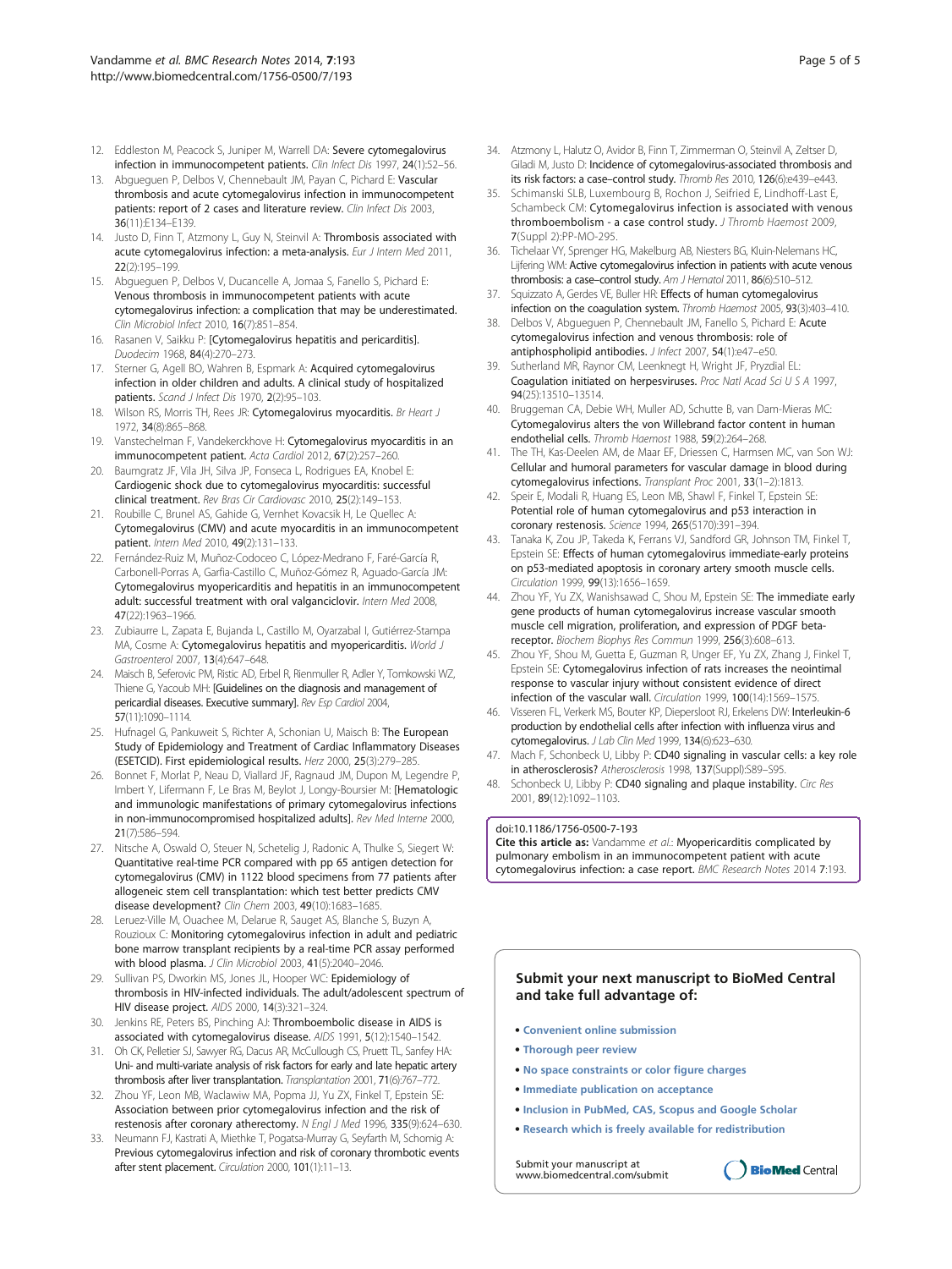12. Eddleston M, Peacock S, Juniper M, Warrell DA: **Severe cytomegalovirus infection in immunocompetent patients.** *Clin Infect Dis* 1997, **24**(1):52–56.
13. Abgueguen P, Delbos V, Chennebault JM, Payan C, Pichard E: **Vascular thrombosis and acute cytomegalovirus infection in immunocompetent patients: report of 2 cases and literature review.** *Clin Infect Dis* 2003, **36**(11):E134–E139.
14. Justo D, Finn T, Atzmony L, Guy N, Steinvil A: **Thrombosis associated with acute cytomegalovirus infection: a meta-analysis.** *Eur J Intern Med* 2011, **22**(2):195–199.
15. Abgueguen P, Delbos V, Ducancelle A, Jomaa S, Fanello S, Pichard E: **Venous thrombosis in immunocompetent patients with acute cytomegalovirus infection: a complication that may be underestimated.** *Clin Microbiol Infect* 2010, **16**(7):851–854.
16. Rasanen V, Saikku P: **[Cytomegalovirus hepatitis and pericarditis].** *Duodecim* 1968, **84**(4):270–273.
17. Sterner G, Agell BO, Wahren B, Espmark A: **Acquired cytomegalovirus infection in older children and adults. A clinical study of hospitalized patients.** *Scand J Infect Dis* 1970, **2**(2):95–103.
18. Wilson RS, Morris TH, Rees JR: **Cytomegalovirus myocarditis.** *Br Heart J* 1972, **34**(8):865–868.
19. Vanstechelman F, Vandekerckhove H: **Cytomegalovirus myocarditis in an immunocompetent patient.** *Acta Cardiol* 2012, **67**(2):257–260.
20. Baumgratz JF, Vila JH, Silva JP, Fonseca L, Rodrigues EA, Knobel E: **Cardiogenic shock due to cytomegalovirus myocarditis: successful clinical treatment.** *Rev Bras Cir Cardiovasc* 2010, **25**(2):149–153.
21. Roubille C, Brunel AS, Gahide G, Vernhet Kovacsik H, Le Quellec A: **Cytomegalovirus (CMV) and acute myocarditis in an immunocompetent patient.** *Intern Med* 2010, **49**(2):131–133.
22. Fernández-Ruiz M, Muñoz-Codoceo C, López-Medrano F, Faré-García R, Carbonell-Porras A, Garfia-Castillo C, Muñoz-Gómez R, Aguado-García JM: **Cytomegalovirus myopericarditis and hepatitis in an immunocompetent adult: successful treatment with oral valganciclovir.** *Intern Med* 2008, **47**(22):1963–1966.
23. Zubiaurre L, Zapata E, Bujanda L, Castillo M, Oyarzabal I, Gutiérrez-Stampa MA, Cosme A: **Cytomegalovirus hepatitis and myopericarditis.** *World J Gastroenterol* 2007, **13**(4):647–648.
24. Maisch B, Seferovic PM, Ristic AD, Erbel R, Rienmuller R, Adler Y, Tomkowski WZ, Thiene G, Yacoub MH: **[Guidelines on the diagnosis and management of pericardial diseases. Executive summary].** *Rev Esp Cardiol* 2004, **57**(11):1090–1114.
25. Hufnagel G, Pankuweit S, Richter A, Schonian U, Maisch B: **The European Study of Epidemiology and Treatment of Cardiac Inflammatory Diseases (ESETCID). First epidemiological results.** *Herz* 2000, **25**(3):279–285.
26. Bonnet F, Morlat P, Neau D, Viallard JF, Ragnaud JM, Dupon M, Legendre P, Imbert Y, Lifermann F, Le Bras M, Beylot J, Longy-Boursier M: **[Hematologic and immunologic manifestations of primary cytomegalovirus infections in non-immunocompromised hospitalized adults].** *Rev Med Interne* 2000, **21**(7):586–594.
27. Nitsche A, Oswald O, Steuer N, Schetelig J, Radonic A, Thulke S, Siegert W: **Quantitative real-time PCR compared with pp 65 antigen detection for cytomegalovirus (CMV) in 1122 blood specimens from 77 patients after allogeneic stem cell transplantation: which test better predicts CMV disease development?** *Clin Chem* 2003, **49**(10):1683–1685.
28. Leruez-Ville M, Ouachee M, Delarue R, Sauget AS, Blanche S, Buzyn A, Rouzioux C: **Monitoring cytomegalovirus infection in adult and pediatric bone marrow transplant recipients by a real-time PCR assay performed with blood plasma.** *J Clin Microbiol* 2003, **41**(5):2040–2046.
29. Sullivan PS, Dworkin MS, Jones JL, Hooper WC: **Epidemiology of thrombosis in HIV-infected individuals. The adult/adolescent spectrum of HIV disease project.** *AIDS* 2000, **14**(3):321–324.
30. Jenkins RE, Peters BS, Pinching AJ: **Thromboembolic disease in AIDS is associated with cytomegalovirus disease.** *AIDS* 1991, **5**(12):1540–1542.
31. Oh CK, Pelletier SJ, Sawyer RG, Dacus AR, McCullough CS, Pruett TL, Sanfey HA: **Uni- and multi-variate analysis of risk factors for early and late hepatic artery thrombosis after liver transplantation.** *Transplantation* 2001, **71**(6):767–772.
32. Zhou YF, Leon MB, Waclawiw MA, Popma JJ, Yu ZX, Finkel T, Epstein SE: **Association between prior cytomegalovirus infection and the risk of restenosis after coronary atherectomy.** *N Engl J Med* 1996, **335**(9):624–630.
33. Neumann FJ, Kastrati A, Miethke T, Pogatsa-Murray G, Seyfarth M, Schomig A: **Previous cytomegalovirus infection and risk of coronary thrombotic events after stent placement.** *Circulation* 2000, **101**(1):11–13.
34. Atzmony L, Halutz O, Avidor B, Finn T, Zimmerman O, Steinvil A, Zeltser D, Giladi M, Justo D: **Incidence of cytomegalovirus-associated thrombosis and its risk factors: a case–control study.** *Thromb Res* 2010, **126**(6):e439–e443.
35. Schimanski SLB, Luxembourg B, Rochon J, Seifried E, Lindhoff-Last E, Schambeck CM: **Cytomegalovirus infection is associated with venous thromboembolism - a case control study.** *J Thromb Haemost* 2009, **7**(Suppl 2):PP-MO-295.
36. Tichelaar VY, Sprenger HG, Makelburg AB, Niesters BG, Kluin-Nelemans HC, Lijfering WM: **Active cytomegalovirus infection in patients with acute venous thrombosis: a case–control study.** *Am J Hematol* 2011, **86**(6):510–512.
37. Squizzato A, Gerdes VE, Buller HR: **Effects of human cytomegalovirus infection on the coagulation system.** *Thromb Haemost* 2005, **93**(3):403–410.
38. Delbos V, Abgueguen P, Chennebault JM, Fanello S, Pichard E: **Acute cytomegalovirus infection and venous thrombosis: role of antiphospholipid antibodies.** *J Infect* 2007, **54**(1):e47–e50.
39. Sutherland MR, Raynor CM, Leenknegt H, Wright JF, Pryzdial EL: **Coagulation initiated on herpesviruses.** *Proc Natl Acad Sci U S A* 1997, **94**(25):13510–13514.
40. Bruggeman CA, Debie WH, Muller AD, Schutte B, van Dam-Mieras MC: **Cytomegalovirus alters the von Willebrand factor content in human endothelial cells.** *Thromb Haemost* 1988, **59**(2):264–268.
41. The TH, Kas-Deelen AM, de Maar EF, Driessen C, Harmsen MC, van Son WJ: **Cellular and humoral parameters for vascular damage in blood during cytomegalovirus infections.** *Transplant Proc* 2001, **33**(1–2):1813.
42. Speir E, Modali R, Huang ES, Leon MB, Shawl F, Finkel T, Epstein SE: **Potential role of human cytomegalovirus and p53 interaction in coronary restenosis.** *Science* 1994, **265**(5170):391–394.
43. Tanaka K, Zou JP, Takeda K, Ferrans VJ, Sandford GR, Johnson TM, Finkel T, Epstein SE: **Effects of human cytomegalovirus immediate-early proteins on p53-mediated apoptosis in coronary artery smooth muscle cells.** *Circulation* 1999, **99**(13):1656–1659.
44. Zhou YF, Yu ZX, Wanishsawad C, Shou M, Epstein SE: **The immediate early gene products of human cytomegalovirus increase vascular smooth muscle cell migration, proliferation, and expression of PDGF beta-receptor.** *Biochem Biophys Res Commun* 1999, **256**(3):608–613.
45. Zhou YF, Shou M, Guetta E, Guzman R, Unger EF, Yu ZX, Zhang J, Finkel T, Epstein SE: **Cytomegalovirus infection of rats increases the neointimal response to vascular injury without consistent evidence of direct infection of the vascular wall.** *Circulation* 1999, **100**(14):1569–1575.
46. Visseren FL, Verkerk MS, Bouter KP, Diepersloot RJ, Erkelens DW: **Interleukin-6 production by endothelial cells after infection with influenza virus and cytomegalovirus.** *J Lab Clin Med* 1999, **134**(6):623–630.
47. Mach F, Schonbeck U, Libby P: **CD40 signaling in vascular cells: a key role in atherosclerosis?** *Atherosclerosis* 1998, **137**(Suppl):S89–S95.
48. Schonbeck U, Libby P: **CD40 signaling and plaque instability.** *Circ Res* 2001, **89**(12):1092–1103.

doi:10.1186/1756-0500-7-193

**Cite this article as:** Vandamme *et al.*: Myopericarditis complicated by pulmonary embolism in an immunocompetent patient with acute cytomegalovirus infection: a case report. *BMC Research Notes* 2014 **7**:193.

**Submit your next manuscript to BioMed Central and take full advantage of:**

- **Convenient online submission**
- **Thorough peer review**
- **No space constraints or color figure charges**
- **Immediate publication on acceptance**
- **Inclusion in PubMed, CAS, Scopus and Google Scholar**
- **Research which is freely available for redistribution**

Submit your manuscript at www.biomedcentral.com/submit

BioMed Central